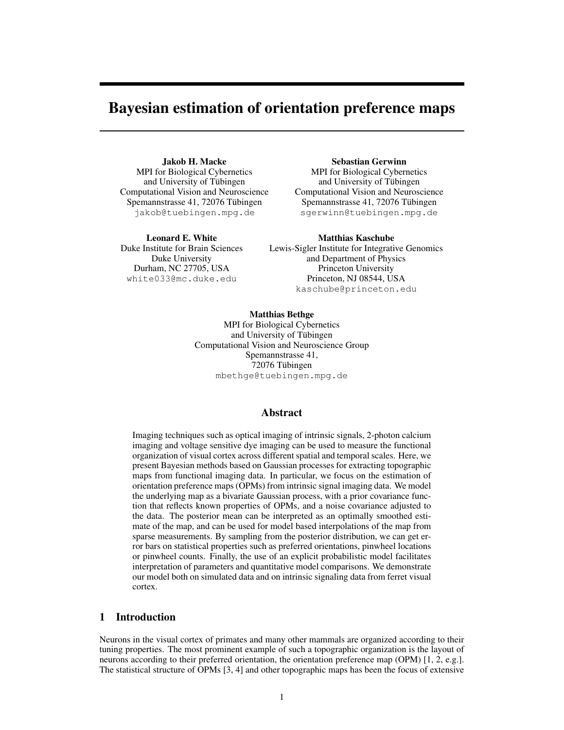# Bayesian estimation of orientation preference maps

**Jakob H. Macke**
MPI for Biological Cybernetics
and University of Tübingen
Computational Vision and Neuroscience
Spemannstrasse 41, 72076 Tübingen
jakob@tuebingen.mpg.de

**Sebastian Gerwinn**
MPI for Biological Cybernetics
and University of Tübingen
Computational Vision and Neuroscience
Spemannstrasse 41, 72076 Tübingen
sgerwinn@tuebingen.mpg.de

**Leonard E. White**
Duke Institute for Brain Sciences
Duke University
Durham, NC 27705, USA
white033@mc.duke.edu

**Matthias Kaschube**
Lewis-Sigler Institute for Integrative Genomics
and Department of Physics
Princeton University
Princeton, NJ 08544, USA
kaschube@princeton.edu

**Matthias Bethge**
MPI for Biological Cybernetics
and University of Tübingen
Computational Vision and Neuroscience Group
Spemannstrasse 41,
72076 Tübingen
mbethge@tuebingen.mpg.de

## Abstract

Imaging techniques such as optical imaging of intrinsic signals, 2-photon calcium imaging and voltage sensitive dye imaging can be used to measure the functional organization of visual cortex across different spatial and temporal scales. Here, we present Bayesian methods based on Gaussian processes for extracting topographic maps from functional imaging data. In particular, we focus on the estimation of orientation preference maps (OPMs) from intrinsic signal imaging data. We model the underlying map as a bivariate Gaussian process, with a prior covariance function that reflects known properties of OPMs, and a noise covariance adjusted to the data. The posterior mean can be interpreted as an optimally smoothed estimate of the map, and can be used for model based interpolations of the map from sparse measurements. By sampling from the posterior distribution, we can get error bars on statistical properties such as preferred orientations, pinwheel locations or pinwheel counts. Finally, the use of an explicit probabilistic model facilitates interpretation of parameters and quantitative model comparisons. We demonstrate our model both on simulated data and on intrinsic signaling data from ferret visual cortex.

## 1 Introduction

Neurons in the visual cortex of primates and many other mammals are organized according to their tuning properties. The most prominent example of such a topographic organization is the layout of neurons according to their preferred orientation, the orientation preference map (OPM) [1, 2, e.g.]. The statistical structure of OPMs [3, 4] and other topographic maps has been the focus of extensive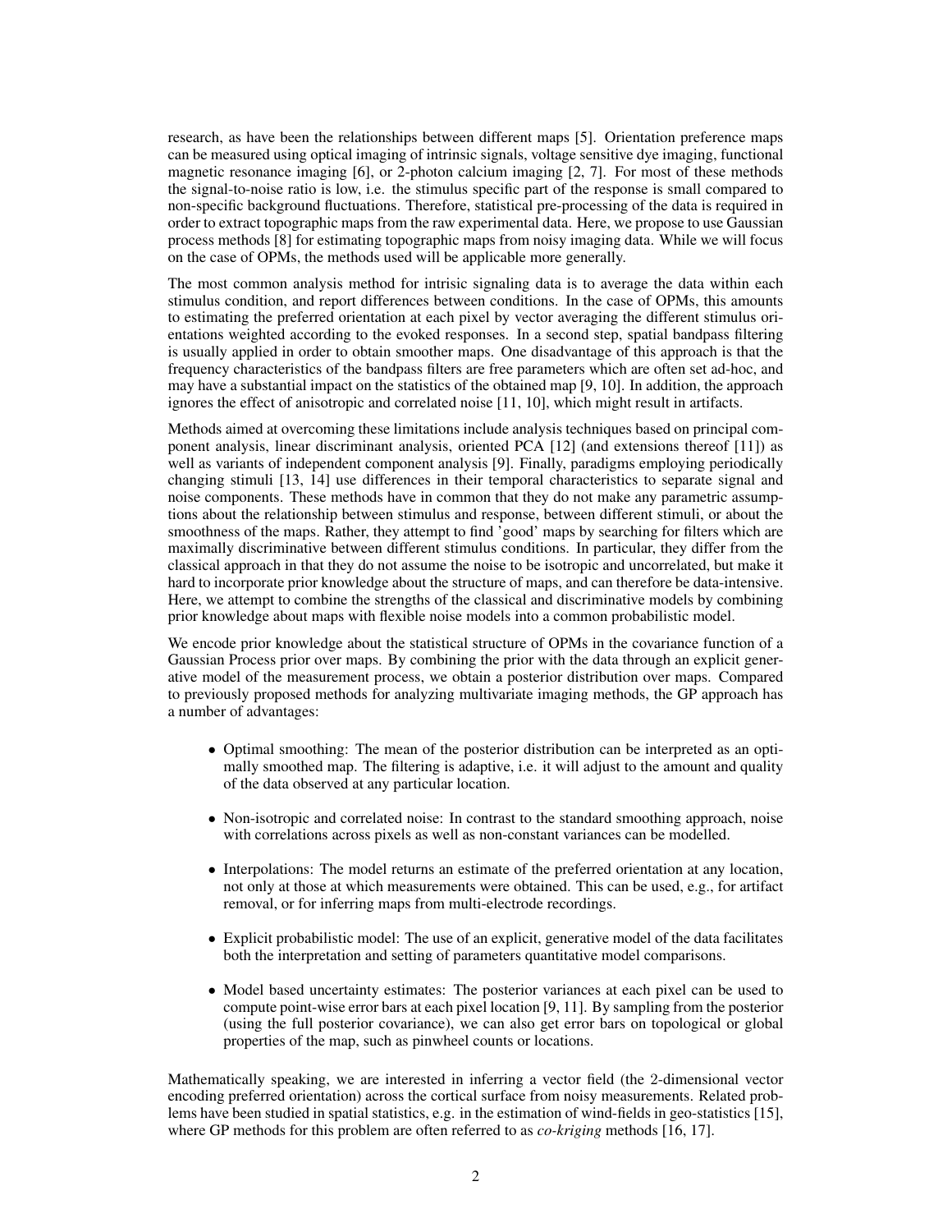research, as have been the relationships between different maps [5]. Orientation preference maps can be measured using optical imaging of intrinsic signals, voltage sensitive dye imaging, functional magnetic resonance imaging [6], or 2-photon calcium imaging [2, 7]. For most of these methods the signal-to-noise ratio is low, i.e. the stimulus specific part of the response is small compared to non-specific background fluctuations. Therefore, statistical pre-processing of the data is required in order to extract topographic maps from the raw experimental data. Here, we propose to use Gaussian process methods [8] for estimating topographic maps from noisy imaging data. While we will focus on the case of OPMs, the methods used will be applicable more generally.

The most common analysis method for intrisic signaling data is to average the data within each stimulus condition, and report differences between conditions. In the case of OPMs, this amounts to estimating the preferred orientation at each pixel by vector averaging the different stimulus orientations weighted according to the evoked responses. In a second step, spatial bandpass filtering is usually applied in order to obtain smoother maps. One disadvantage of this approach is that the frequency characteristics of the bandpass filters are free parameters which are often set ad-hoc, and may have a substantial impact on the statistics of the obtained map [9, 10]. In addition, the approach ignores the effect of anisotropic and correlated noise [11, 10], which might result in artifacts.

Methods aimed at overcoming these limitations include analysis techniques based on principal component analysis, linear discriminant analysis, oriented PCA [12] (and extensions thereof [11]) as well as variants of independent component analysis [9]. Finally, paradigms employing periodically changing stimuli [13, 14] use differences in their temporal characteristics to separate signal and noise components. These methods have in common that they do not make any parametric assumptions about the relationship between stimulus and response, between different stimuli, or about the smoothness of the maps. Rather, they attempt to find 'good' maps by searching for filters which are maximally discriminative between different stimulus conditions. In particular, they differ from the classical approach in that they do not assume the noise to be isotropic and uncorrelated, but make it hard to incorporate prior knowledge about the structure of maps, and can therefore be data-intensive. Here, we attempt to combine the strengths of the classical and discriminative models by combining prior knowledge about maps with flexible noise models into a common probabilistic model.

We encode prior knowledge about the statistical structure of OPMs in the covariance function of a Gaussian Process prior over maps. By combining the prior with the data through an explicit generative model of the measurement process, we obtain a posterior distribution over maps. Compared to previously proposed methods for analyzing multivariate imaging methods, the GP approach has a number of advantages:

- Optimal smoothing: The mean of the posterior distribution can be interpreted as an optimally smoothed map. The filtering is adaptive, i.e. it will adjust to the amount and quality of the data observed at any particular location.
- Non-isotropic and correlated noise: In contrast to the standard smoothing approach, noise with correlations across pixels as well as non-constant variances can be modelled.
- Interpolations: The model returns an estimate of the preferred orientation at any location, not only at those at which measurements were obtained. This can be used, e.g., for artifact removal, or for inferring maps from multi-electrode recordings.
- Explicit probabilistic model: The use of an explicit, generative model of the data facilitates both the interpretation and setting of parameters quantitative model comparisons.
- Model based uncertainty estimates: The posterior variances at each pixel can be used to compute point-wise error bars at each pixel location [9, 11]. By sampling from the posterior (using the full posterior covariance), we can also get error bars on topological or global properties of the map, such as pinwheel counts or locations.

Mathematically speaking, we are interested in inferring a vector field (the 2-dimensional vector encoding preferred orientation) across the cortical surface from noisy measurements. Related problems have been studied in spatial statistics, e.g. in the estimation of wind-fields in geo-statistics [15], where GP methods for this problem are often referred to as *co-kriging* methods [16, 17].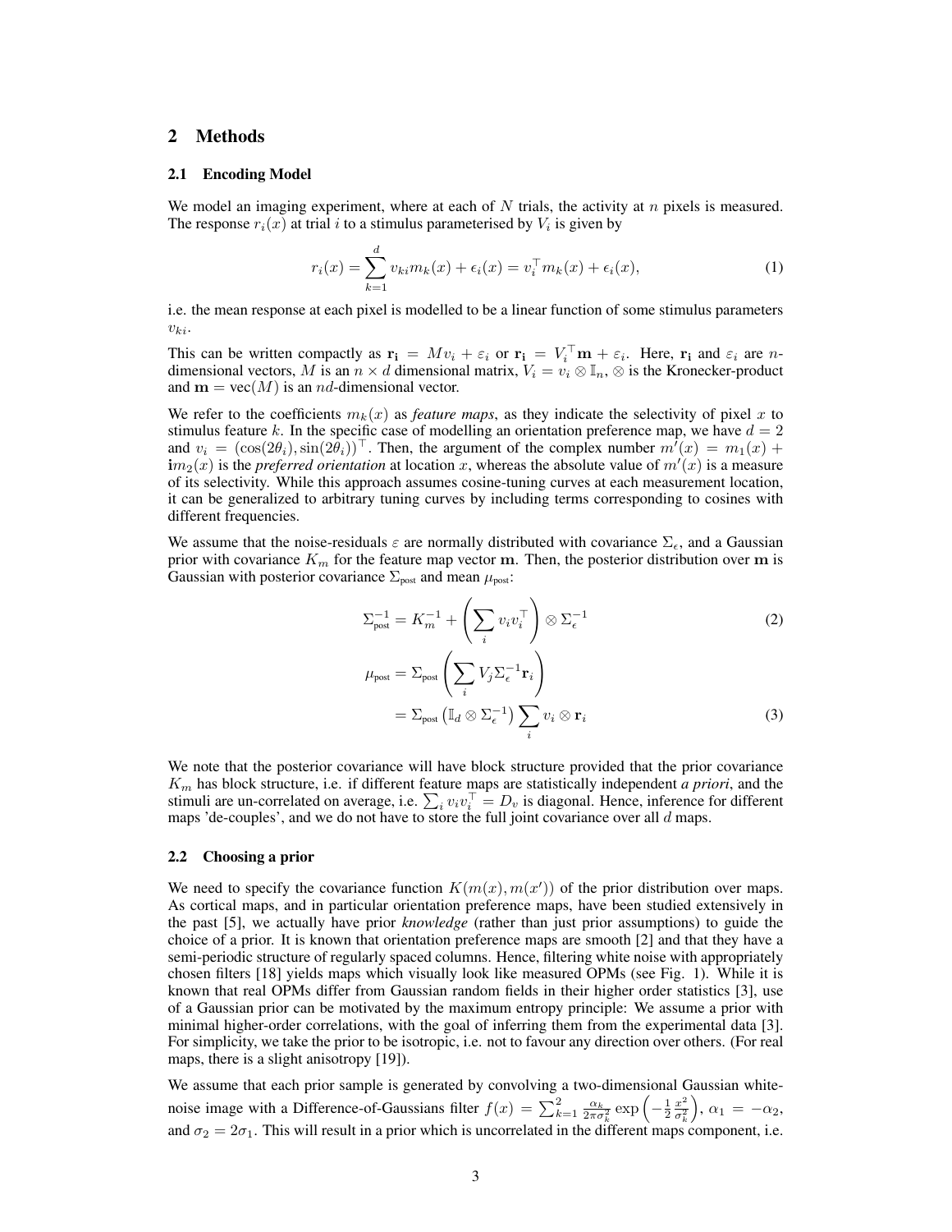## 2 Methods

### 2.1 Encoding Model

We model an imaging experiment, where at each of $N$ trials, the activity at $n$ pixels is measured. The response $r_i(x)$ at trial $i$ to a stimulus parameterised by $V_i$ is given by

$$r_i(x) = \sum_{k=1}^{d} v_{ki} m_k(x) + \epsilon_i(x) = v_i^\top m_k(x) + \epsilon_i(x), \tag{1}$$

i.e. the mean response at each pixel is modelled to be a linear function of some stimulus parameters $v_{ki}$.

This can be written compactly as $\mathbf{r_i} = M v_i + \varepsilon_i$ or $\mathbf{r_i} = V_i^\top \mathbf{m} + \varepsilon_i$. Here, $\mathbf{r_i}$ and $\varepsilon_i$ are $n$-dimensional vectors, $M$ is an $n \times d$ dimensional matrix, $V_i = v_i \otimes \mathbb{I}_n$, $\otimes$ is the Kronecker-product and $\mathbf{m} = \mathrm{vec}(M)$ is an $nd$-dimensional vector.

We refer to the coefficients $m_k(x)$ as *feature maps*, as they indicate the selectivity of pixel $x$ to stimulus feature $k$. In the specific case of modelling an orientation preference map, we have $d = 2$ and $v_i = (\cos(2\theta_i), \sin(2\theta_i))^\top$. Then, the argument of the complex number $m'(x) = m_1(x) + \mathbf{i} m_2(x)$ is the *preferred orientation* at location $x$, whereas the absolute value of $m'(x)$ is a measure of its selectivity. While this approach assumes cosine-tuning curves at each measurement location, it can be generalized to arbitrary tuning curves by including terms corresponding to cosines with different frequencies.

We assume that the noise-residuals $\varepsilon$ are normally distributed with covariance $\Sigma_\epsilon$, and a Gaussian prior with covariance $K_m$ for the feature map vector $\mathbf{m}$. Then, the posterior distribution over $\mathbf{m}$ is Gaussian with posterior covariance $\Sigma_{\text{post}}$ and mean $\mu_{\text{post}}$:

$$\Sigma_{\text{post}}^{-1} = K_m^{-1} + \left(\sum_i v_i v_i^\top\right) \otimes \Sigma_\epsilon^{-1} \tag{2}$$

$$\begin{aligned}\mu_{\text{post}} &= \Sigma_{\text{post}} \left(\sum_i V_j \Sigma_\epsilon^{-1} \mathbf{r}_i\right) \\ &= \Sigma_{\text{post}} \left(\mathbb{I}_d \otimes \Sigma_\epsilon^{-1}\right) \sum_i v_i \otimes \mathbf{r}_i \end{aligned} \tag{3}$$

We note that the posterior covariance will have block structure provided that the prior covariance $K_m$ has block structure, i.e. if different feature maps are statistically independent *a priori*, and the stimuli are un-correlated on average, i.e. $\sum_i v_i v_i^\top = D_v$ is diagonal. Hence, inference for different maps 'de-couples', and we do not have to store the full joint covariance over all $d$ maps.

### 2.2 Choosing a prior

We need to specify the covariance function $K(m(x), m(x'))$ of the prior distribution over maps. As cortical maps, and in particular orientation preference maps, have been studied extensively in the past [5], we actually have prior *knowledge* (rather than just prior assumptions) to guide the choice of a prior. It is known that orientation preference maps are smooth [2] and that they have a semi-periodic structure of regularly spaced columns. Hence, filtering white noise with appropriately chosen filters [18] yields maps which visually look like measured OPMs (see Fig. 1). While it is known that real OPMs differ from Gaussian random fields in their higher order statistics [3], use of a Gaussian prior can be motivated by the maximum entropy principle: We assume a prior with minimal higher-order correlations, with the goal of inferring them from the experimental data [3]. For simplicity, we take the prior to be isotropic, i.e. not to favour any direction over others. (For real maps, there is a slight anisotropy [19]).

We assume that each prior sample is generated by convolving a two-dimensional Gaussian white-noise image with a Difference-of-Gaussians filter $f(x) = \sum_{k=1}^{2} \frac{\alpha_k}{2\pi\sigma_k^2} \exp\left(-\frac{1}{2}\frac{x^2}{\sigma_k^2}\right)$, $\alpha_1 = -\alpha_2$, and $\sigma_2 = 2\sigma_1$. This will result in a prior which is uncorrelated in the different maps component, i.e.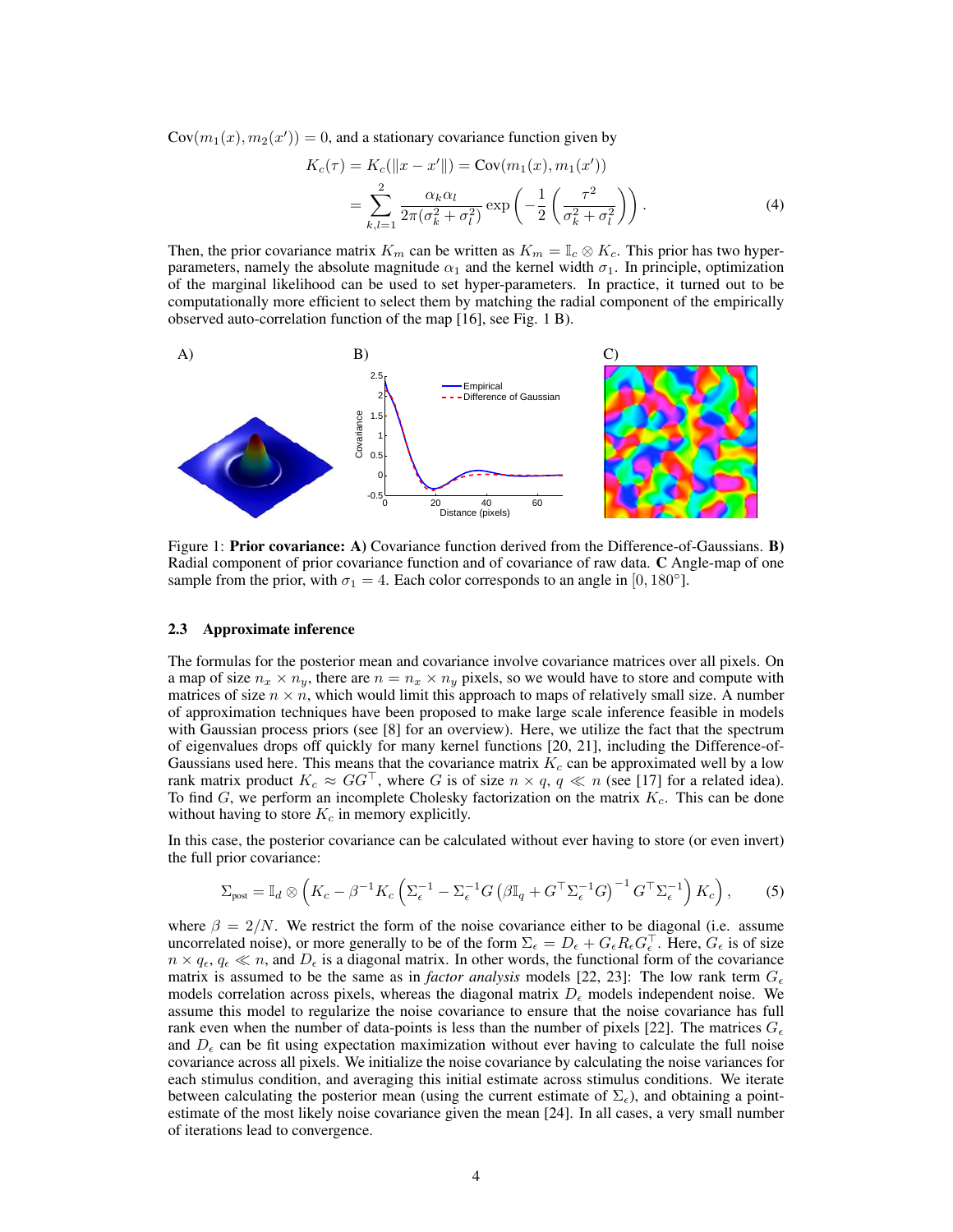$\text{Cov}(m_1(x), m_2(x')) = 0$, and a stationary covariance function given by

$$K_c(\tau) = K_c(\|x - x'\|) = \text{Cov}(m_1(x), m_1(x'))$$
$$= \sum_{k,l=1}^{2} \frac{\alpha_k \alpha_l}{2\pi(\sigma_k^2 + \sigma_l^2)} \exp\left(-\frac{1}{2}\left(\frac{\tau^2}{\sigma_k^2 + \sigma_l^2}\right)\right). \tag{4}$$

Then, the prior covariance matrix $K_m$ can be written as $K_m = \mathbb{I}_c \otimes K_c$. This prior has two hyper-parameters, namely the absolute magnitude $\alpha_1$ and the kernel width $\sigma_1$. In principle, optimization of the marginal likelihood can be used to set hyper-parameters. In practice, it turned out to be computationally more efficient to select them by matching the radial component of the empirically observed auto-correlation function of the map [16], see Fig. 1 B).

Figure 1: **Prior covariance: A)** Covariance function derived from the Difference-of-Gaussians. **B)** Radial component of prior covariance function and of covariance of raw data. **C** Angle-map of one sample from the prior, with $\sigma_1 = 4$. Each color corresponds to an angle in $[0, 180°]$.

### 2.3 Approximate inference

The formulas for the posterior mean and covariance involve covariance matrices over all pixels. On a map of size $n_x \times n_y$, there are $n = n_x \times n_y$ pixels, so we would have to store and compute with matrices of size $n \times n$, which would limit this approach to maps of relatively small size. A number of approximation techniques have been proposed to make large scale inference feasible in models with Gaussian process priors (see [8] for an overview). Here, we utilize the fact that the spectrum of eigenvalues drops off quickly for many kernel functions [20, 21], including the Difference-of-Gaussians used here. This means that the covariance matrix $K_c$ can be approximated well by a low rank matrix product $K_c \approx GG^\top$, where $G$ is of size $n \times q$, $q \ll n$ (see [17] for a related idea). To find $G$, we perform an incomplete Cholesky factorization on the matrix $K_c$. This can be done without having to store $K_c$ in memory explicitly.

In this case, the posterior covariance can be calculated without ever having to store (or even invert) the full prior covariance:

$$\Sigma_{\text{post}} = \mathbb{I}_d \otimes \left(K_c - \beta^{-1} K_c \left(\Sigma_\epsilon^{-1} - \Sigma_\epsilon^{-1} G \left(\beta \mathbb{I}_q + G^\top \Sigma_\epsilon^{-1} G\right)^{-1} G^\top \Sigma_\epsilon^{-1}\right) K_c\right), \tag{5}$$

where $\beta = 2/N$. We restrict the form of the noise covariance either to be diagonal (i.e. assume uncorrelated noise), or more generally to be of the form $\Sigma_\epsilon = D_\epsilon + G_\epsilon R_\epsilon G_\epsilon^\top$. Here, $G_\epsilon$ is of size $n \times q_\epsilon$, $q_\epsilon \ll n$, and $D_\epsilon$ is a diagonal matrix. In other words, the functional form of the covariance matrix is assumed to be the same as in *factor analysis* models [22, 23]: The low rank term $G_\epsilon$ models correlation across pixels, whereas the diagonal matrix $D_\epsilon$ models independent noise. We assume this model to regularize the noise covariance to ensure that the noise covariance has full rank even when the number of data-points is less than the number of pixels [22]. The matrices $G_\epsilon$ and $D_\epsilon$ can be fit using expectation maximization without ever having to calculate the full noise covariance across all pixels. We initialize the noise covariance by calculating the noise variances for each stimulus condition, and averaging this initial estimate across stimulus conditions. We iterate between calculating the posterior mean (using the current estimate of $\Sigma_\epsilon$), and obtaining a point-estimate of the most likely noise covariance given the mean [24]. In all cases, a very small number of iterations lead to convergence.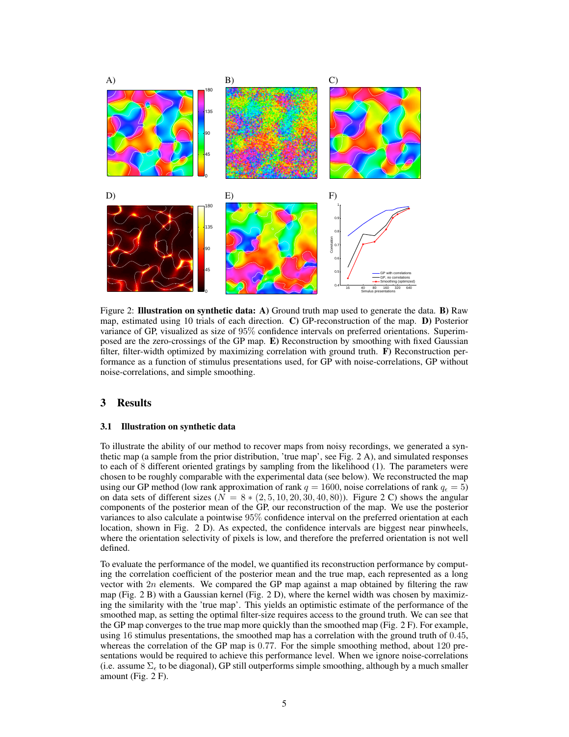Figure 2: **Illustration on synthetic data:** **A)** Ground truth map used to generate the data. **B)** Raw map, estimated using 10 trials of each direction. **C)** GP-reconstruction of the map. **D)** Posterior variance of GP, visualized as size of 95% confidence intervals on preferred orientations. Superimposed are the zero-crossings of the GP map. **E)** Reconstruction by smoothing with fixed Gaussian filter, filter-width optimized by maximizing correlation with ground truth. **F)** Reconstruction performance as a function of stimulus presentations used, for GP with noise-correlations, GP without noise-correlations, and simple smoothing.

## 3 Results

### 3.1 Illustration on synthetic data

To illustrate the ability of our method to recover maps from noisy recordings, we generated a synthetic map (a sample from the prior distribution, 'true map', see Fig. 2 A), and simulated responses to each of 8 different oriented gratings by sampling from the likelihood (1). The parameters were chosen to be roughly comparable with the experimental data (see below). We reconstructed the map using our GP method (low rank approximation of rank $q = 1600$, noise correlations of rank $q_\epsilon = 5$) on data sets of different sizes ($N = 8 * (2, 5, 10, 20, 30, 40, 80)$). Figure 2 C) shows the angular components of the posterior mean of the GP, our reconstruction of the map. We use the posterior variances to also calculate a pointwise 95% confidence interval on the preferred orientation at each location, shown in Fig. 2 D). As expected, the confidence intervals are biggest near pinwheels, where the orientation selectivity of pixels is low, and therefore the preferred orientation is not well defined.

To evaluate the performance of the model, we quantified its reconstruction performance by computing the correlation coefficient of the posterior mean and the true map, each represented as a long vector with $2n$ elements. We compared the GP map against a map obtained by filtering the raw map (Fig. 2 B) with a Gaussian kernel (Fig. 2 D), where the kernel width was chosen by maximizing the similarity with the 'true map'. This yields an optimistic estimate of the performance of the smoothed map, as setting the optimal filter-size requires access to the ground truth. We can see that the GP map converges to the true map more quickly than the smoothed map (Fig. 2 F). For example, using 16 stimulus presentations, the smoothed map has a correlation with the ground truth of 0.45, whereas the correlation of the GP map is 0.77. For the simple smoothing method, about 120 presentations would be required to achieve this performance level. When we ignore noise-correlations (i.e. assume $\Sigma_\epsilon$ to be diagonal), GP still outperforms simple smoothing, although by a much smaller amount (Fig. 2 F).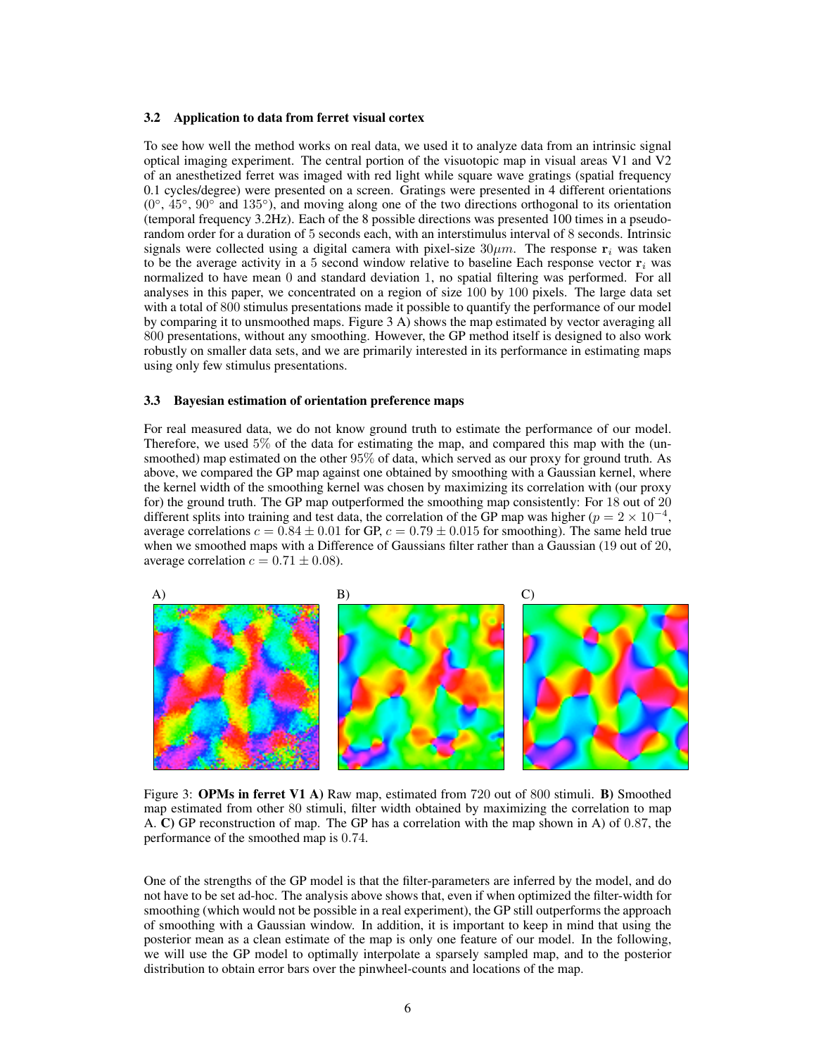### 3.2 Application to data from ferret visual cortex

To see how well the method works on real data, we used it to analyze data from an intrinsic signal optical imaging experiment. The central portion of the visuotopic map in visual areas V1 and V2 of an anesthetized ferret was imaged with red light while square wave gratings (spatial frequency 0.1 cycles/degree) were presented on a screen. Gratings were presented in 4 different orientations ($0°$, $45°$, $90°$ and $135°$), and moving along one of the two directions orthogonal to its orientation (temporal frequency 3.2Hz). Each of the 8 possible directions was presented 100 times in a pseudo-random order for a duration of 5 seconds each, with an interstimulus interval of 8 seconds. Intrinsic signals were collected using a digital camera with pixel-size $30\mu m$. The response $\mathbf{r}_i$ was taken to be the average activity in a 5 second window relative to baseline Each response vector $\mathbf{r}_i$ was normalized to have mean 0 and standard deviation 1, no spatial filtering was performed. For all analyses in this paper, we concentrated on a region of size 100 by 100 pixels. The large data set with a total of 800 stimulus presentations made it possible to quantify the performance of our model by comparing it to unsmoothed maps. Figure 3 A) shows the map estimated by vector averaging all 800 presentations, without any smoothing. However, the GP method itself is designed to also work robustly on smaller data sets, and we are primarily interested in its performance in estimating maps using only few stimulus presentations.

### 3.3 Bayesian estimation of orientation preference maps

For real measured data, we do not know ground truth to estimate the performance of our model. Therefore, we used 5% of the data for estimating the map, and compared this map with the (unsmoothed) map estimated on the other 95% of data, which served as our proxy for ground truth. As above, we compared the GP map against one obtained by smoothing with a Gaussian kernel, where the kernel width of the smoothing kernel was chosen by maximizing its correlation with (our proxy for) the ground truth. The GP map outperformed the smoothing map consistently: For 18 out of 20 different splits into training and test data, the correlation of the GP map was higher ($p = 2 \times 10^{-4}$, average correlations $c = 0.84 \pm 0.01$ for GP, $c = 0.79 \pm 0.015$ for smoothing). The same held true when we smoothed maps with a Difference of Gaussians filter rather than a Gaussian (19 out of 20, average correlation $c = 0.71 \pm 0.08$).

Figure 3: **OPMs in ferret V1 A)** Raw map, estimated from 720 out of 800 stimuli. **B)** Smoothed map estimated from other 80 stimuli, filter width obtained by maximizing the correlation to map A. **C)** GP reconstruction of map. The GP has a correlation with the map shown in A) of 0.87, the performance of the smoothed map is 0.74.

One of the strengths of the GP model is that the filter-parameters are inferred by the model, and do not have to be set ad-hoc. The analysis above shows that, even if when optimized the filter-width for smoothing (which would not be possible in a real experiment), the GP still outperforms the approach of smoothing with a Gaussian window. In addition, it is important to keep in mind that using the posterior mean as a clean estimate of the map is only one feature of our model. In the following, we will use the GP model to optimally interpolate a sparsely sampled map, and to the posterior distribution to obtain error bars over the pinwheel-counts and locations of the map.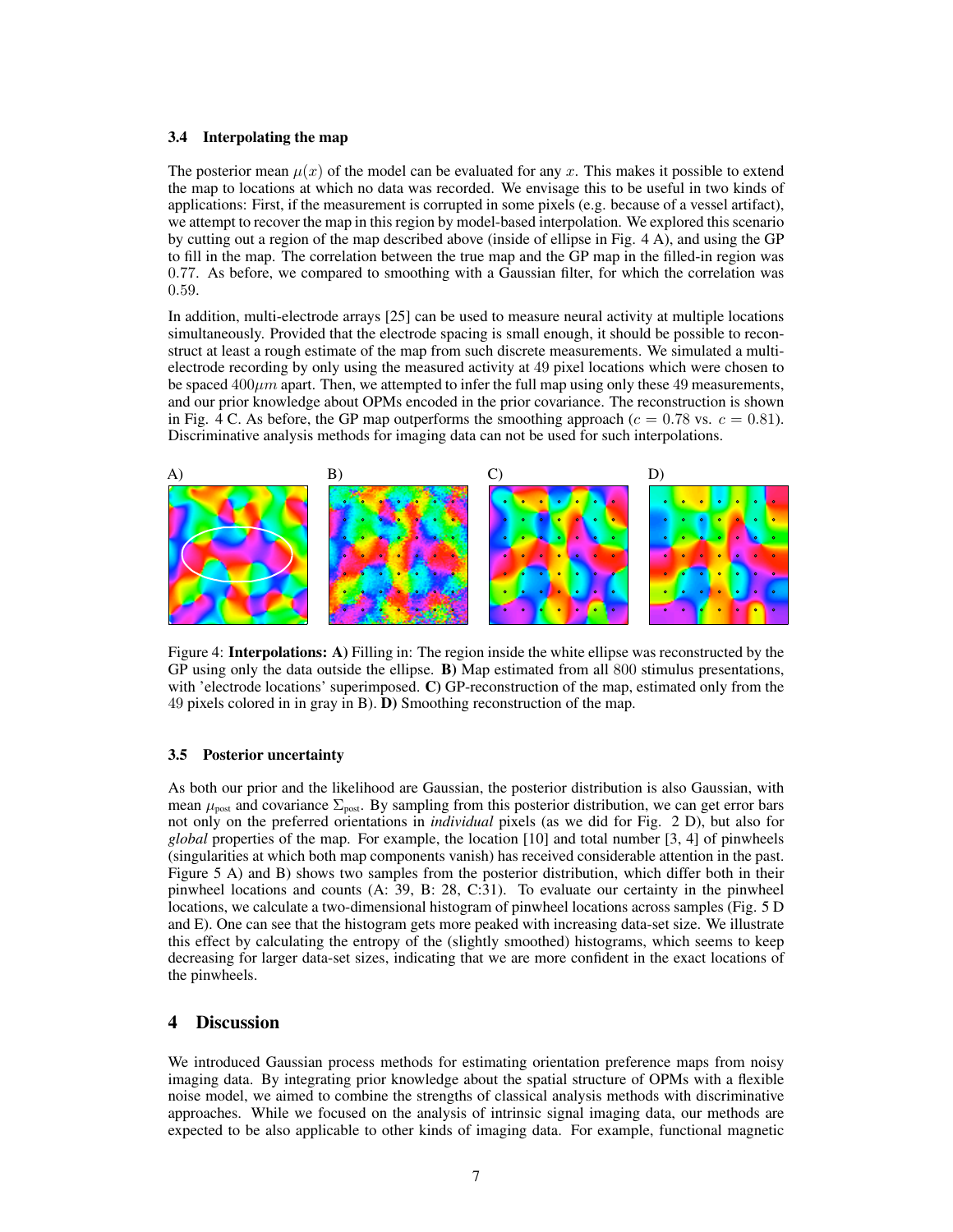### 3.4 Interpolating the map

The posterior mean $\mu(x)$ of the model can be evaluated for any $x$. This makes it possible to extend the map to locations at which no data was recorded. We envisage this to be useful in two kinds of applications: First, if the measurement is corrupted in some pixels (e.g. because of a vessel artifact), we attempt to recover the map in this region by model-based interpolation. We explored this scenario by cutting out a region of the map described above (inside of ellipse in Fig. 4 A), and using the GP to fill in the map. The correlation between the true map and the GP map in the filled-in region was 0.77. As before, we compared to smoothing with a Gaussian filter, for which the correlation was 0.59.

In addition, multi-electrode arrays [25] can be used to measure neural activity at multiple locations simultaneously. Provided that the electrode spacing is small enough, it should be possible to reconstruct at least a rough estimate of the map from such discrete measurements. We simulated a multi-electrode recording by only using the measured activity at 49 pixel locations which were chosen to be spaced $400\mu m$ apart. Then, we attempted to infer the full map using only these 49 measurements, and our prior knowledge about OPMs encoded in the prior covariance. The reconstruction is shown in Fig. 4 C. As before, the GP map outperforms the smoothing approach ($c = 0.78$ vs. $c = 0.81$). Discriminative analysis methods for imaging data can not be used for such interpolations.

Figure 4: **Interpolations: A)** Filling in: The region inside the white ellipse was reconstructed by the GP using only the data outside the ellipse. **B)** Map estimated from all 800 stimulus presentations, with 'electrode locations' superimposed. **C)** GP-reconstruction of the map, estimated only from the 49 pixels colored in in gray in B). **D)** Smoothing reconstruction of the map.

### 3.5 Posterior uncertainty

As both our prior and the likelihood are Gaussian, the posterior distribution is also Gaussian, with mean $\mu_{\text{post}}$ and covariance $\Sigma_{\text{post}}$. By sampling from this posterior distribution, we can get error bars not only on the preferred orientations in *individual* pixels (as we did for Fig. 2 D), but also for *global* properties of the map. For example, the location [10] and total number [3, 4] of pinwheels (singularities at which both map components vanish) has received considerable attention in the past. Figure 5 A) and B) shows two samples from the posterior distribution, which differ both in their pinwheel locations and counts (A: 39, B: 28, C:31). To evaluate our certainty in the pinwheel locations, we calculate a two-dimensional histogram of pinwheel locations across samples (Fig. 5 D and E). One can see that the histogram gets more peaked with increasing data-set size. We illustrate this effect by calculating the entropy of the (slightly smoothed) histograms, which seems to keep decreasing for larger data-set sizes, indicating that we are more confident in the exact locations of the pinwheels.

## 4 Discussion

We introduced Gaussian process methods for estimating orientation preference maps from noisy imaging data. By integrating prior knowledge about the spatial structure of OPMs with a flexible noise model, we aimed to combine the strengths of classical analysis methods with discriminative approaches. While we focused on the analysis of intrinsic signal imaging data, our methods are expected to be also applicable to other kinds of imaging data. For example, functional magnetic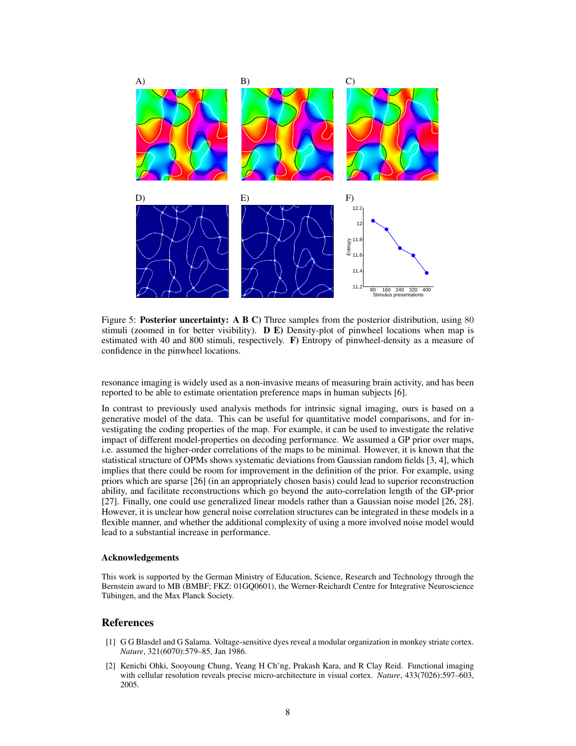Figure 5: **Posterior uncertainty: A B C)** Three samples from the posterior distribution, using 80 stimuli (zoomed in for better visibility). **D E)** Density-plot of pinwheel locations when map is estimated with 40 and 800 stimuli, respectively. **F)** Entropy of pinwheel-density as a measure of confidence in the pinwheel locations.

resonance imaging is widely used as a non-invasive means of measuring brain activity, and has been reported to be able to estimate orientation preference maps in human subjects [6].

In contrast to previously used analysis methods for intrinsic signal imaging, ours is based on a generative model of the data. This can be useful for quantitative model comparisons, and for investigating the coding properties of the map. For example, it can be used to investigate the relative impact of different model-properties on decoding performance. We assumed a GP prior over maps, i.e. assumed the higher-order correlations of the maps to be minimal. However, it is known that the statistical structure of OPMs shows systematic deviations from Gaussian random fields [3, 4], which implies that there could be room for improvement in the definition of the prior. For example, using priors which are sparse [26] (in an appropriately chosen basis) could lead to superior reconstruction ability, and facilitate reconstructions which go beyond the auto-correlation length of the GP-prior [27]. Finally, one could use generalized linear models rather than a Gaussian noise model [26, 28]. However, it is unclear how general noise correlation structures can be integrated in these models in a flexible manner, and whether the additional complexity of using a more involved noise model would lead to a substantial increase in performance.

### Acknowledgements

This work is supported by the German Ministry of Education, Science, Research and Technology through the Bernstein award to MB (BMBF; FKZ: 01GQ0601), the Werner-Reichardt Centre for Integrative Neuroscience Tübingen, and the Max Planck Society.

## References

[1] G G Blasdel and G Salama. Voltage-sensitive dyes reveal a modular organization in monkey striate cortex. *Nature*, 321(6070):579–85, Jan 1986.

[2] Kenichi Ohki, Sooyoung Chung, Yeang H Ch'ng, Prakash Kara, and R Clay Reid. Functional imaging with cellular resolution reveals precise micro-architecture in visual cortex. *Nature*, 433(7026):597–603, 2005.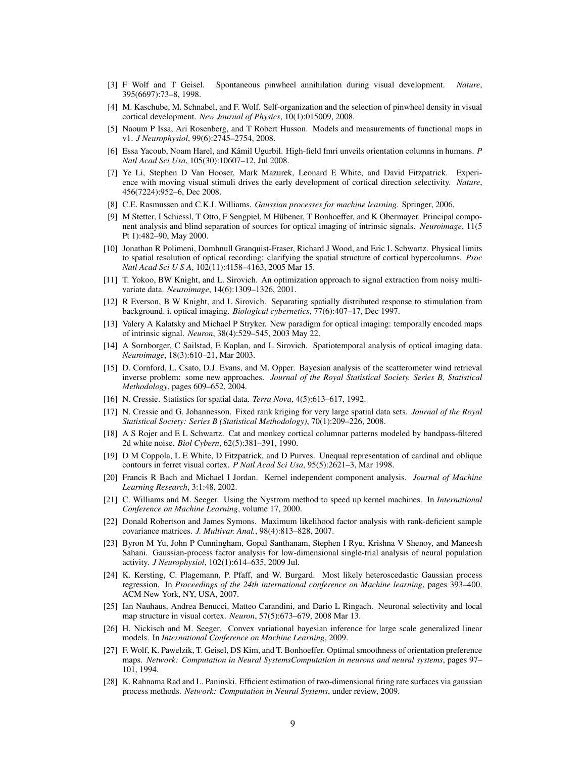[3] F Wolf and T Geisel. Spontaneous pinwheel annihilation during visual development. *Nature*, 395(6697):73–8, 1998.

[4] M. Kaschube, M. Schnabel, and F. Wolf. Self-organization and the selection of pinwheel density in visual cortical development. *New Journal of Physics*, 10(1):015009, 2008.

[5] Naoum P Issa, Ari Rosenberg, and T Robert Husson. Models and measurements of functional maps in v1. *J Neurophysiol*, 99(6):2745–2754, 2008.

[6] Essa Yacoub, Noam Harel, and Kâmil Ugurbil. High-field fmri unveils orientation columns in humans. *P Natl Acad Sci Usa*, 105(30):10607–12, Jul 2008.

[7] Ye Li, Stephen D Van Hooser, Mark Mazurek, Leonard E White, and David Fitzpatrick. Experience with moving visual stimuli drives the early development of cortical direction selectivity. *Nature*, 456(7224):952–6, Dec 2008.

[8] C.E. Rasmussen and C.K.I. Williams. *Gaussian processes for machine learning*. Springer, 2006.

[9] M Stetter, I Schiessl, T Otto, F Sengpiel, M Hübener, T Bonhoeffer, and K Obermayer. Principal component analysis and blind separation of sources for optical imaging of intrinsic signals. *Neuroimage*, 11(5 Pt 1):482–90, May 2000.

[10] Jonathan R Polimeni, Domhnull Granquist-Fraser, Richard J Wood, and Eric L Schwartz. Physical limits to spatial resolution of optical recording: clarifying the spatial structure of cortical hypercolumns. *Proc Natl Acad Sci U S A*, 102(11):4158–4163, 2005 Mar 15.

[11] T. Yokoo, BW Knight, and L. Sirovich. An optimization approach to signal extraction from noisy multivariate data. *Neuroimage*, 14(6):1309–1326, 2001.

[12] R Everson, B W Knight, and L Sirovich. Separating spatially distributed response to stimulation from background. i. optical imaging. *Biological cybernetics*, 77(6):407–17, Dec 1997.

[13] Valery A Kalatsky and Michael P Stryker. New paradigm for optical imaging: temporally encoded maps of intrinsic signal. *Neuron*, 38(4):529–545, 2003 May 22.

[14] A Sornborger, C Sailstad, E Kaplan, and L Sirovich. Spatiotemporal analysis of optical imaging data. *Neuroimage*, 18(3):610–21, Mar 2003.

[15] D. Cornford, L. Csato, D.J. Evans, and M. Opper. Bayesian analysis of the scatterometer wind retrieval inverse problem: some new approaches. *Journal of the Royal Statistical Society. Series B, Statistical Methodology*, pages 609–652, 2004.

[16] N. Cressie. Statistics for spatial data. *Terra Nova*, 4(5):613–617, 1992.

[17] N. Cressie and G. Johannesson. Fixed rank kriging for very large spatial data sets. *Journal of the Royal Statistical Society: Series B (Statistical Methodology)*, 70(1):209–226, 2008.

[18] A S Rojer and E L Schwartz. Cat and monkey cortical columnar patterns modeled by bandpass-filtered 2d white noise. *Biol Cybern*, 62(5):381–391, 1990.

[19] D M Coppola, L E White, D Fitzpatrick, and D Purves. Unequal representation of cardinal and oblique contours in ferret visual cortex. *P Natl Acad Sci Usa*, 95(5):2621–3, Mar 1998.

[20] Francis R Bach and Michael I Jordan. Kernel independent component analysis. *Journal of Machine Learning Research*, 3:1:48, 2002.

[21] C. Williams and M. Seeger. Using the Nystrom method to speed up kernel machines. In *International Conference on Machine Learning*, volume 17, 2000.

[22] Donald Robertson and James Symons. Maximum likelihood factor analysis with rank-deficient sample covariance matrices. *J. Multivar. Anal.*, 98(4):813–828, 2007.

[23] Byron M Yu, John P Cunningham, Gopal Santhanam, Stephen I Ryu, Krishna V Shenoy, and Maneesh Sahani. Gaussian-process factor analysis for low-dimensional single-trial analysis of neural population activity. *J Neurophysiol*, 102(1):614–635, 2009 Jul.

[24] K. Kersting, C. Plagemann, P. Pfaff, and W. Burgard. Most likely heteroscedastic Gaussian process regression. In *Proceedings of the 24th international conference on Machine learning*, pages 393–400. ACM New York, NY, USA, 2007.

[25] Ian Nauhaus, Andrea Benucci, Matteo Carandini, and Dario L Ringach. Neuronal selectivity and local map structure in visual cortex. *Neuron*, 57(5):673–679, 2008 Mar 13.

[26] H. Nickisch and M. Seeger. Convex variational bayesian inference for large scale generalized linear models. In *International Conference on Machine Learning*, 2009.

[27] F. Wolf, K. Pawelzik, T. Geisel, DS Kim, and T. Bonhoeffer. Optimal smoothness of orientation preference maps. *Network: Computation in Neural SystemsComputation in neurons and neural systems*, pages 97–101, 1994.

[28] K. Rahnama Rad and L. Paninski. Efficient estimation of two-dimensional firing rate surfaces via gaussian process methods. *Network: Computation in Neural Systems*, under review, 2009.